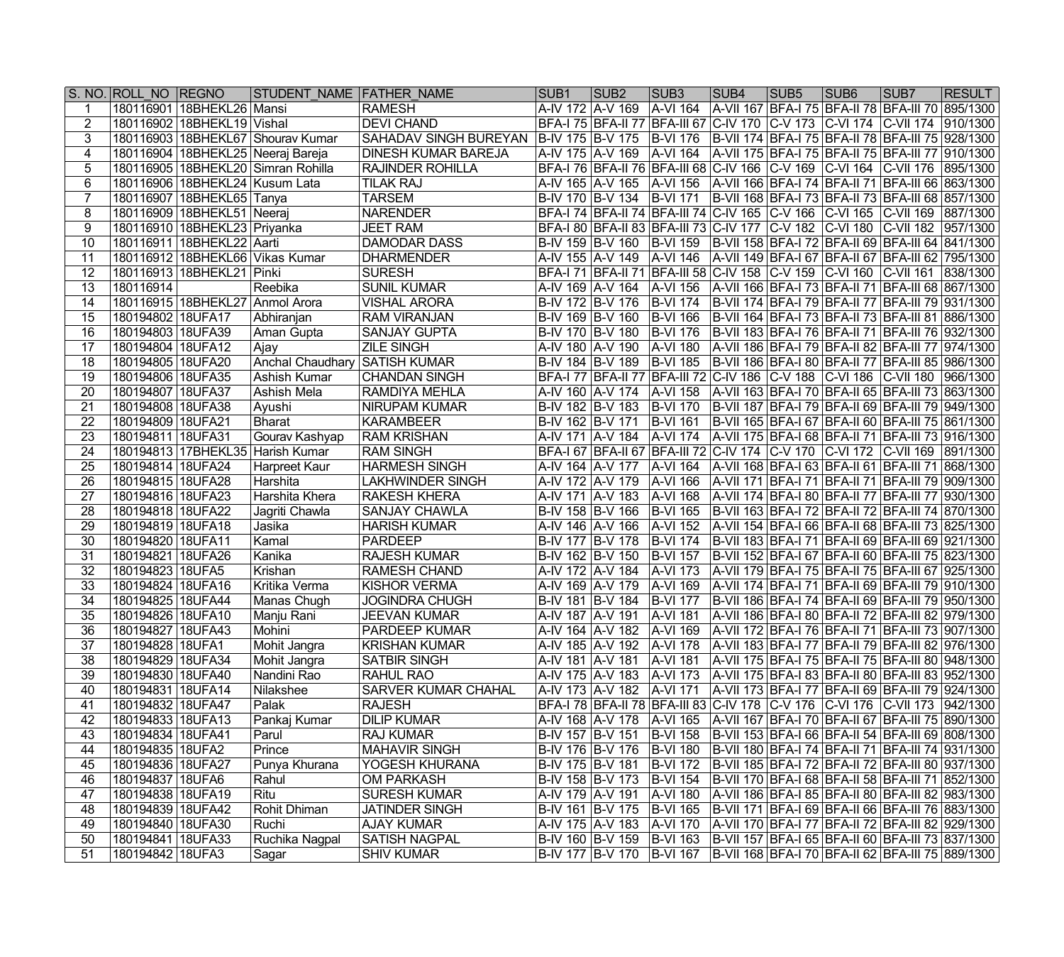| S. NO. | ROLL_NO | REGNO | STUDENT_NAME | FATHER_NAME | SUB1 | SUB2 | SUB3 | SUB4 | SUB5 | SUB6 | SUB7 | RESULT |
|---|---|---|---|---|---|---|---|---|---|---|---|---|
| 1 | 180116901 | 18BHEKL26 | Mansi | RAMESH | A-IV 172 | A-V 169 | A-VI 164 | A-VII 167 | BFA-I 75 | BFA-II 78 | BFA-III 70 | 895/1300 |
| 2 | 180116902 | 18BHEKL19 | Vishal | DEVI CHAND | BFA-I 75 | BFA-II 77 | BFA-III 67 | C-IV 170 | C-V 173 | C-VI 174 | C-VII 174 | 910/1300 |
| 3 | 180116903 | 18BHEKL67 | Shourav Kumar | SAHADAV SINGH BUREYAN | B-IV 175 | B-V 175 | B-VI 176 | B-VII 174 | BFA-I 75 | BFA-II 78 | BFA-III 75 | 928/1300 |
| 4 | 180116904 | 18BHEKL25 | Neeraj Bareja | DINESH KUMAR BAREJA | A-IV 175 | A-V 169 | A-VI 164 | A-VII 175 | BFA-I 75 | BFA-II 75 | BFA-III 77 | 910/1300 |
| 5 | 180116905 | 18BHEKL20 | Simran Rohilla | RAJINDER ROHILLA | BFA-I 76 | BFA-II 76 | BFA-III 68 | C-IV 166 | C-V 169 | C-VI 164 | C-VII 176 | 895/1300 |
| 6 | 180116906 | 18BHEKL24 | Kusum Lata | TILAK RAJ | A-IV 165 | A-V 165 | A-VI 156 | A-VII 166 | BFA-I 74 | BFA-II 71 | BFA-III 66 | 863/1300 |
| 7 | 180116907 | 18BHEKL65 | Tanya | TARSEM | B-IV 170 | B-V 134 | B-VI 171 | B-VII 168 | BFA-I 73 | BFA-II 73 | BFA-III 68 | 857/1300 |
| 8 | 180116909 | 18BHEKL51 | Neeraj | NARENDER | BFA-I 74 | BFA-II 74 | BFA-III 74 | C-IV 165 | C-V 166 | C-VI 165 | C-VII 169 | 887/1300 |
| 9 | 180116910 | 18BHEKL23 | Priyanka | JEET RAM | BFA-I 80 | BFA-II 83 | BFA-III 73 | C-IV 177 | C-V 182 | C-VI 180 | C-VII 182 | 957/1300 |
| 10 | 180116911 | 18BHEKL22 | Aarti | DAMODAR DASS | B-IV 159 | B-V 160 | B-VI 159 | B-VII 158 | BFA-I 72 | BFA-II 69 | BFA-III 64 | 841/1300 |
| 11 | 180116912 | 18BHEKL66 | Vikas Kumar | DHARMENDER | A-IV 155 | A-V 149 | A-VI 146 | A-VII 149 | BFA-I 67 | BFA-II 67 | BFA-III 62 | 795/1300 |
| 12 | 180116913 | 18BHEKL21 | Pinki | SURESH | BFA-I 71 | BFA-II 71 | BFA-III 58 | C-IV 158 | C-V 159 | C-VI 160 | C-VII 161 | 838/1300 |
| 13 | 180116914 | | Reebika | SUNIL KUMAR | A-IV 169 | A-V 164 | A-VI 156 | A-VII 166 | BFA-I 73 | BFA-II 71 | BFA-III 68 | 867/1300 |
| 14 | 180116915 | 18BHEKL27 | Anmol Arora | VISHAL ARORA | B-IV 172 | B-V 176 | B-VI 174 | B-VII 174 | BFA-I 79 | BFA-II 77 | BFA-III 79 | 931/1300 |
| 15 | 180194802 | 18UFA17 | Abhiranjan | RAM VIRANJAN | B-IV 169 | B-V 160 | B-VI 166 | B-VII 164 | BFA-I 73 | BFA-II 73 | BFA-III 81 | 886/1300 |
| 16 | 180194803 | 18UFA39 | Aman Gupta | SANJAY GUPTA | B-IV 170 | B-V 180 | B-VI 176 | B-VII 183 | BFA-I 76 | BFA-II 71 | BFA-III 76 | 932/1300 |
| 17 | 180194804 | 18UFA12 | Ajay | ZILE SINGH | A-IV 180 | A-V 190 | A-VI 180 | A-VII 186 | BFA-I 79 | BFA-II 82 | BFA-III 77 | 974/1300 |
| 18 | 180194805 | 18UFA20 | Anchal Chaudhary | SATISH KUMAR | B-IV 184 | B-V 189 | B-VI 185 | B-VII 186 | BFA-I 80 | BFA-II 77 | BFA-III 85 | 986/1300 |
| 19 | 180194806 | 18UFA35 | Ashish Kumar | CHANDAN SINGH | BFA-I 77 | BFA-II 77 | BFA-III 72 | C-IV 186 | C-V 188 | C-VI 186 | C-VII 180 | 966/1300 |
| 20 | 180194807 | 18UFA37 | Ashish Mela | RAMDIYA MEHLA | A-IV 160 | A-V 174 | A-VI 158 | A-VII 163 | BFA-I 70 | BFA-II 65 | BFA-III 73 | 863/1300 |
| 21 | 180194808 | 18UFA38 | Ayushi | NIRUPAM KUMAR | B-IV 182 | B-V 183 | B-VI 170 | B-VII 187 | BFA-I 79 | BFA-II 69 | BFA-III 79 | 949/1300 |
| 22 | 180194809 | 18UFA21 | Bharat | KARAMBEER | B-IV 162 | B-V 171 | B-VI 161 | B-VII 165 | BFA-I 67 | BFA-II 60 | BFA-III 75 | 861/1300 |
| 23 | 180194811 | 18UFA31 | Gourav Kashyap | RAM KRISHAN | A-IV 171 | A-V 184 | A-VI 174 | A-VII 175 | BFA-I 68 | BFA-II 71 | BFA-III 73 | 916/1300 |
| 24 | 180194813 | 17BHEKL35 | Harish Kumar | RAM SINGH | BFA-I 67 | BFA-II 67 | BFA-III 72 | C-IV 174 | C-V 170 | C-VI 172 | C-VII 169 | 891/1300 |
| 25 | 180194814 | 18UFA24 | Harpreet Kaur | HARMESH SINGH | A-IV 164 | A-V 177 | A-VI 164 | A-VII 168 | BFA-I 63 | BFA-II 61 | BFA-III 71 | 868/1300 |
| 26 | 180194815 | 18UFA28 | Harshita | LAKHWINDER SINGH | A-IV 172 | A-V 179 | A-VI 166 | A-VII 171 | BFA-I 71 | BFA-II 71 | BFA-III 79 | 909/1300 |
| 27 | 180194816 | 18UFA23 | Harshita Khera | RAKESH KHERA | A-IV 171 | A-V 183 | A-VI 168 | A-VII 174 | BFA-I 80 | BFA-II 77 | BFA-III 77 | 930/1300 |
| 28 | 180194818 | 18UFA22 | Jagriti Chawla | SANJAY CHAWLA | B-IV 158 | B-V 166 | B-VI 165 | B-VII 163 | BFA-I 72 | BFA-II 72 | BFA-III 74 | 870/1300 |
| 29 | 180194819 | 18UFA18 | Jasika | HARISH KUMAR | A-IV 146 | A-V 166 | A-VI 152 | A-VII 154 | BFA-I 66 | BFA-II 68 | BFA-III 73 | 825/1300 |
| 30 | 180194820 | 18UFA11 | Kamal | PARDEEP | B-IV 177 | B-V 178 | B-VI 174 | B-VII 183 | BFA-I 71 | BFA-II 69 | BFA-III 69 | 921/1300 |
| 31 | 180194821 | 18UFA26 | Kanika | RAJESH KUMAR | B-IV 162 | B-V 150 | B-VI 157 | B-VII 152 | BFA-I 67 | BFA-II 60 | BFA-III 75 | 823/1300 |
| 32 | 180194823 | 18UFA5 | Krishan | RAMESH CHAND | A-IV 172 | A-V 184 | A-VI 173 | A-VII 179 | BFA-I 75 | BFA-II 75 | BFA-III 67 | 925/1300 |
| 33 | 180194824 | 18UFA16 | Kritika Verma | KISHOR VERMA | A-IV 169 | A-V 179 | A-VI 169 | A-VII 174 | BFA-I 71 | BFA-II 69 | BFA-III 79 | 910/1300 |
| 34 | 180194825 | 18UFA44 | Manas Chugh | JOGINDRA CHUGH | B-IV 181 | B-V 184 | B-VI 177 | B-VII 186 | BFA-I 74 | BFA-II 69 | BFA-III 79 | 950/1300 |
| 35 | 180194826 | 18UFA10 | Manju Rani | JEEVAN KUMAR | A-IV 187 | A-V 191 | A-VI 181 | A-VII 186 | BFA-I 80 | BFA-II 72 | BFA-III 82 | 979/1300 |
| 36 | 180194827 | 18UFA43 | Mohini | PARDEEP KUMAR | A-IV 164 | A-V 182 | A-VI 169 | A-VII 172 | BFA-I 76 | BFA-II 71 | BFA-III 73 | 907/1300 |
| 37 | 180194828 | 18UFA1 | Mohit Jangra | KRISHAN KUMAR | A-IV 185 | A-V 192 | A-VI 178 | A-VII 183 | BFA-I 77 | BFA-II 79 | BFA-III 82 | 976/1300 |
| 38 | 180194829 | 18UFA34 | Mohit Jangra | SATBIR SINGH | A-IV 181 | A-V 181 | A-VI 181 | A-VII 175 | BFA-I 75 | BFA-II 75 | BFA-III 80 | 948/1300 |
| 39 | 180194830 | 18UFA40 | Nandini Rao | RAHUL RAO | A-IV 175 | A-V 183 | A-VI 173 | A-VII 175 | BFA-I 83 | BFA-II 80 | BFA-III 83 | 952/1300 |
| 40 | 180194831 | 18UFA14 | Nilakshee | SARVER KUMAR CHAHAL | A-IV 173 | A-V 182 | A-VI 171 | A-VII 173 | BFA-I 77 | BFA-II 69 | BFA-III 79 | 924/1300 |
| 41 | 180194832 | 18UFA47 | Palak | RAJESH | BFA-I 78 | BFA-II 78 | BFA-III 83 | C-IV 178 | C-V 176 | C-VI 176 | C-VII 173 | 942/1300 |
| 42 | 180194833 | 18UFA13 | Pankaj Kumar | DILIP KUMAR | A-IV 168 | A-V 178 | A-VI 165 | A-VII 167 | BFA-I 70 | BFA-II 67 | BFA-III 75 | 890/1300 |
| 43 | 180194834 | 18UFA41 | Parul | RAJ KUMAR | B-IV 157 | B-V 151 | B-VI 158 | B-VII 153 | BFA-I 66 | BFA-II 54 | BFA-III 69 | 808/1300 |
| 44 | 180194835 | 18UFA2 | Prince | MAHAVIR SINGH | B-IV 176 | B-V 176 | B-VI 180 | B-VII 180 | BFA-I 74 | BFA-II 71 | BFA-III 74 | 931/1300 |
| 45 | 180194836 | 18UFA27 | Punya Khurana | YOGESH KHURANA | B-IV 175 | B-V 181 | B-VI 172 | B-VII 185 | BFA-I 72 | BFA-II 72 | BFA-III 80 | 937/1300 |
| 46 | 180194837 | 18UFA6 | Rahul | OM PARKASH | B-IV 158 | B-V 173 | B-VI 154 | B-VII 170 | BFA-I 68 | BFA-II 58 | BFA-III 71 | 852/1300 |
| 47 | 180194838 | 18UFA19 | Ritu | SURESH KUMAR | A-IV 179 | A-V 191 | A-VI 180 | A-VII 186 | BFA-I 85 | BFA-II 80 | BFA-III 82 | 983/1300 |
| 48 | 180194839 | 18UFA42 | Rohit Dhiman | JATINDER SINGH | B-IV 161 | B-V 175 | B-VI 165 | B-VII 171 | BFA-I 69 | BFA-II 66 | BFA-III 76 | 883/1300 |
| 49 | 180194840 | 18UFA30 | Ruchi | AJAY KUMAR | A-IV 175 | A-V 183 | A-VI 170 | A-VII 170 | BFA-I 77 | BFA-II 72 | BFA-III 82 | 929/1300 |
| 50 | 180194841 | 18UFA33 | Ruchika Nagpal | SATISH NAGPAL | B-IV 160 | B-V 159 | B-VI 163 | B-VII 157 | BFA-I 65 | BFA-II 60 | BFA-III 73 | 837/1300 |
| 51 | 180194842 | 18UFA3 | Sagar | SHIV KUMAR | B-IV 177 | B-V 170 | B-VI 167 | B-VII 168 | BFA-I 70 | BFA-II 62 | BFA-III 75 | 889/1300 |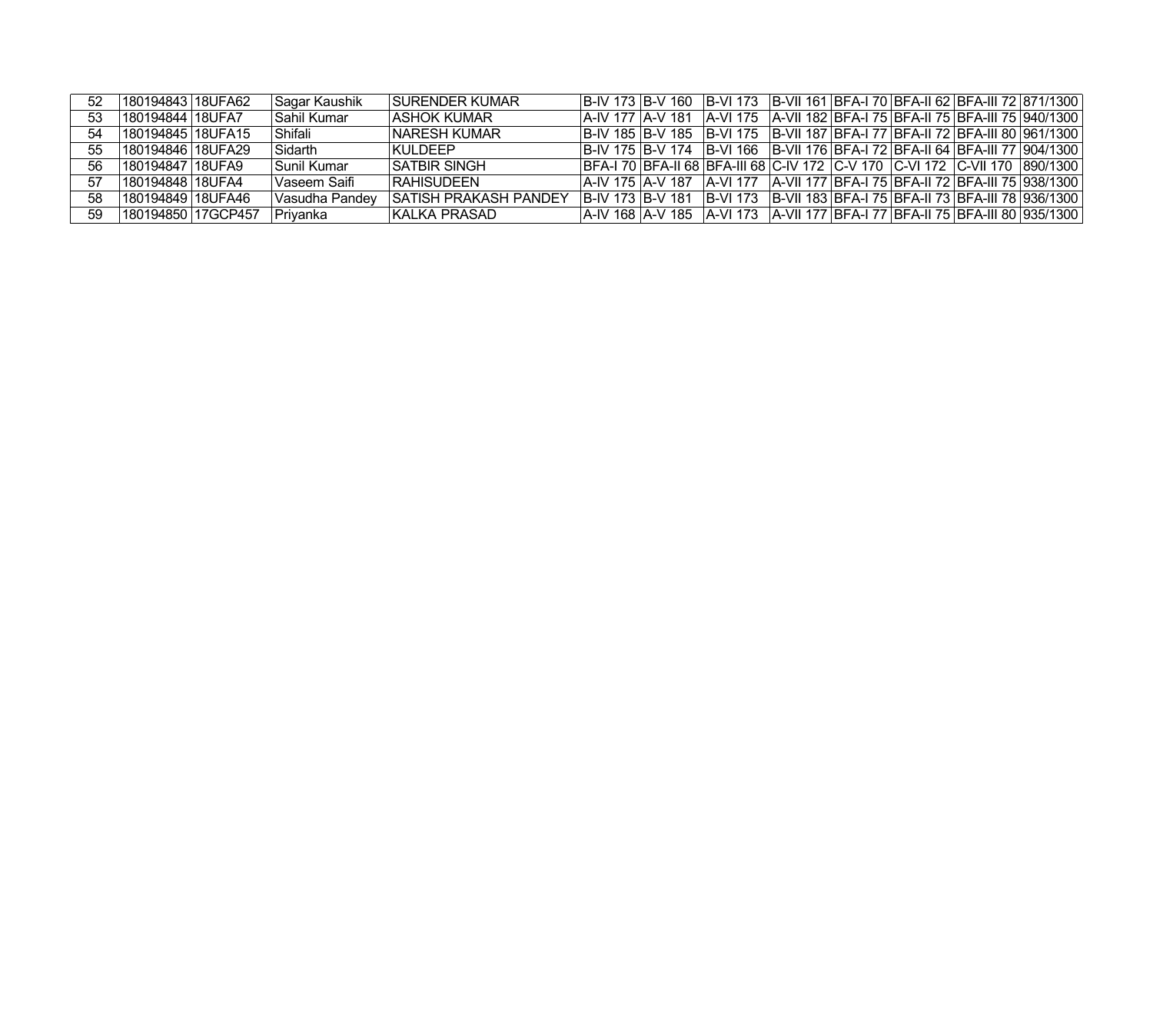| | | | | | | | | | | | | | |
|---|---|---|---|---|---|---|---|---|---|---|---|---|---|
| 52 | 180194843 | 18UFA62 | Sagar Kaushik | SURENDER KUMAR | B-IV 173 | B-V 160 | B-VI 173 | B-VII 161 | BFA-I 70 | BFA-II 62 | BFA-III 72 | 871/1300 |
| 53 | 180194844 | 18UFA7 | Sahil Kumar | ASHOK KUMAR | A-IV 177 | A-V 181 | A-VI 175 | A-VII 182 | BFA-I 75 | BFA-II 75 | BFA-III 75 | 940/1300 |
| 54 | 180194845 | 18UFA15 | Shifali | NARESH KUMAR | B-IV 185 | B-V 185 | B-VI 175 | B-VII 187 | BFA-I 77 | BFA-II 72 | BFA-III 80 | 961/1300 |
| 55 | 180194846 | 18UFA29 | Sidarth | KULDEEP | B-IV 175 | B-V 174 | B-VI 166 | B-VII 176 | BFA-I 72 | BFA-II 64 | BFA-III 77 | 904/1300 |
| 56 | 180194847 | 18UFA9 | Sunil Kumar | SATBIR SINGH | BFA-I 70 | BFA-II 68 | BFA-III 68 | C-IV 172 | C-V 170 | C-VI 172 | C-VII 170 | 890/1300 |
| 57 | 180194848 | 18UFA4 | Vaseem Saifi | RAHISUDEEN | A-IV 175 | A-V 187 | A-VI 177 | A-VII 177 | BFA-I 75 | BFA-II 72 | BFA-III 75 | 938/1300 |
| 58 | 180194849 | 18UFA46 | Vasudha Pandey | SATISH PRAKASH PANDEY | B-IV 173 | B-V 181 | B-VI 173 | B-VII 183 | BFA-I 75 | BFA-II 73 | BFA-III 78 | 936/1300 |
| 59 | 180194850 | 17GCP457 | Priyanka | KALKA PRASAD | A-IV 168 | A-V 185 | A-VI 173 | A-VII 177 | BFA-I 77 | BFA-II 75 | BFA-III 80 | 935/1300 |